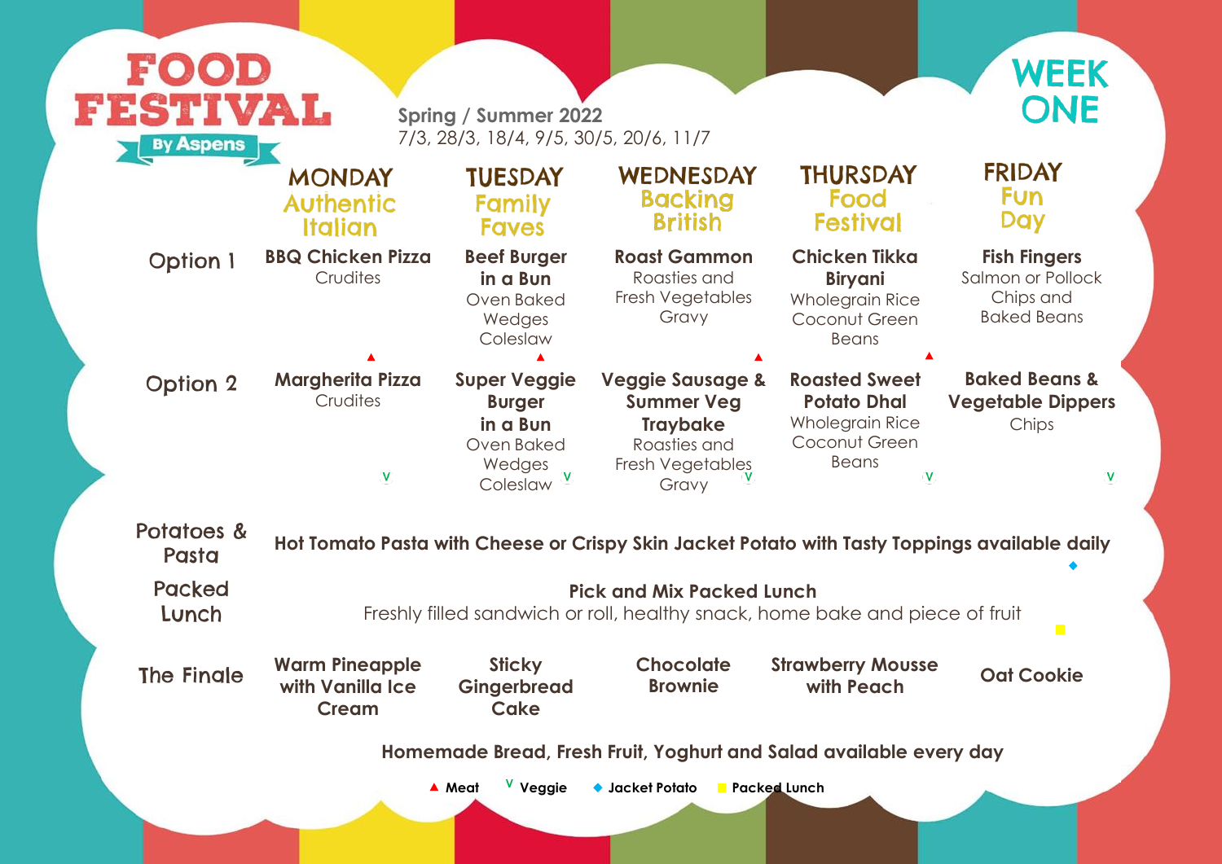# FOOD FESTIVAL

By Aspens

Spring / Summer 2022

7/3, 28/3, 18/4, 9/5, 30/5, 20/6, 11/7

## WEEK ONE

| | MONDAY Authentic Italian | TUESDAY Family Faves | WEDNESDAY Backing British | THURSDAY Food Festival | FRIDAY Fun Day |
|---|---|---|---|---|---|
| Option 1 | **BBQ Chicken Pizza** Crudites ▲ | **Beef Burger in a Bun** Oven Baked Wedges Coleslaw ▲ | **Roast Gammon** Roasties and Fresh Vegetables Gravy ▲ | **Chicken Tikka Biryani** Wholegrain Rice Coconut Green Beans ▲ | **Fish Fingers** Salmon or Pollock Chips and Baked Beans |
| Option 2 | **Margherita Pizza** Crudites V | **Super Veggie Burger in a Bun** Oven Baked Wedges Coleslaw V | **Veggie Sausage & Summer Veg Traybake** Roasties and Fresh Vegetables Gravy V | **Roasted Sweet Potato Dhal** Wholegrain Rice Coconut Green Beans V | **Baked Beans & Vegetable Dippers** Chips V |
| Potatoes & Pasta | **Hot Tomato Pasta with Cheese or Crispy Skin Jacket Potato with Tasty Toppings available daily** ◆ | | | | |
| Packed Lunch | **Pick and Mix Packed Lunch** Freshly filled sandwich or roll, healthy snack, home bake and piece of fruit ■ | | | | |
| The Finale | **Warm Pineapple with Vanilla Ice Cream** | **Sticky Gingerbread Cake** | **Chocolate Brownie** | **Strawberry Mousse with Peach** | **Oat Cookie** |

**Homemade Bread, Fresh Fruit, Yoghurt and Salad available every day**

▲ Meat   V Veggie   ◆ Jacket Potato   ■ Packed Lunch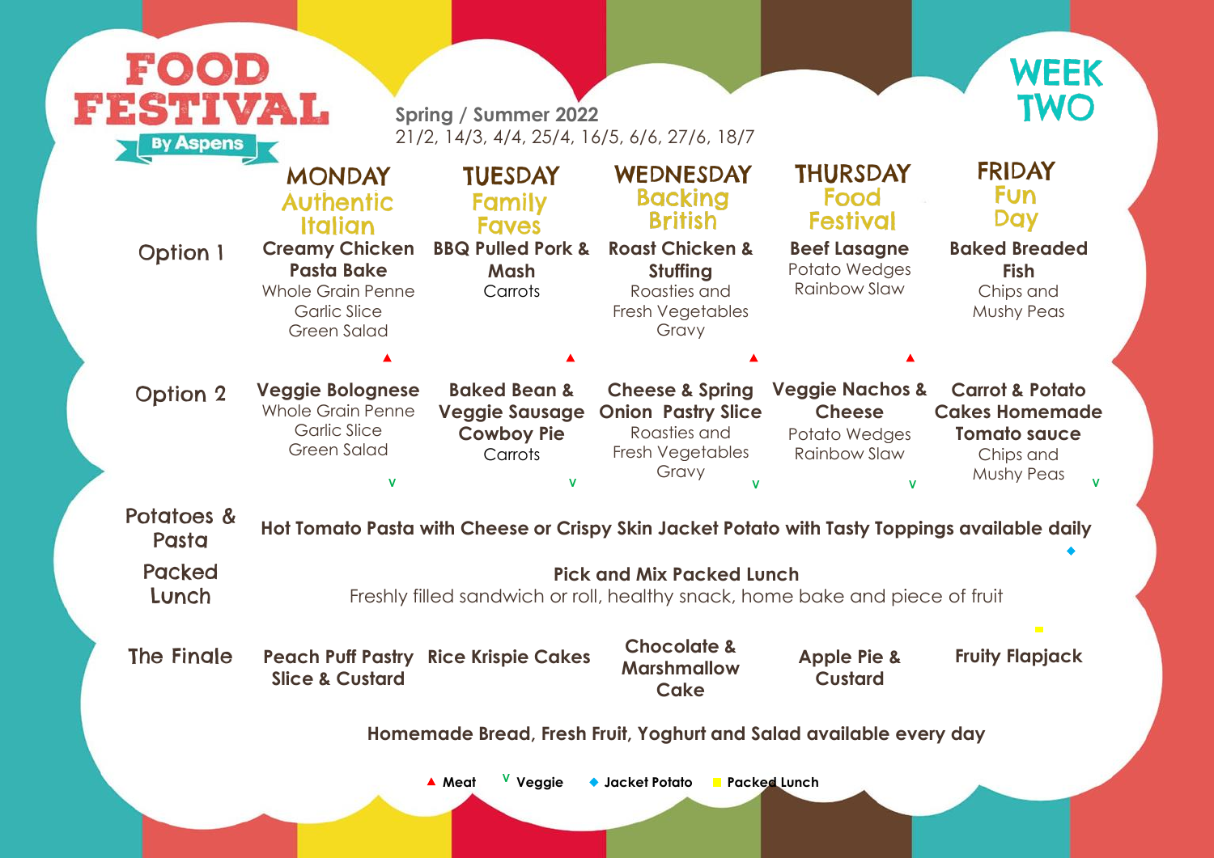# FOOD FESTIVAL

By Aspens

Spring / Summer 2022
21/2, 14/3, 4/4, 25/4, 16/5, 6/6, 27/6, 18/7

## WEEK TWO

| | MONDAY Authentic Italian | TUESDAY Family Faves | WEDNESDAY Backing British | THURSDAY Food Festival | FRIDAY Fun Day |
|---|---|---|---|---|---|
| Option 1 | **Creamy Chicken Pasta Bake** Whole Grain Penne Garlic Slice Green Salad ▲ | **BBQ Pulled Pork & Mash** Carrots ▲ | **Roast Chicken & Stuffing** Roasties and Fresh Vegetables Gravy ▲ | **Beef Lasagne** Potato Wedges Rainbow Slaw ▲ | **Baked Breaded Fish** Chips and Mushy Peas |
| Option 2 | **Veggie Bolognese** Whole Grain Penne Garlic Slice Green Salad V | **Baked Bean & Veggie Sausage Cowboy Pie** Carrots V | **Cheese & Spring Onion Pastry Slice** Roasties and Fresh Vegetables Gravy V | **Veggie Nachos & Cheese** Potato Wedges Rainbow Slaw V | **Carrot & Potato Cakes Homemade Tomato sauce** Chips and Mushy Peas V |
| Potatoes & Pasta | **Hot Tomato Pasta with Cheese or Crispy Skin Jacket Potato with Tasty Toppings available daily** ◆ | | | | |
| Packed Lunch | **Pick and Mix Packed Lunch** Freshly filled sandwich or roll, healthy snack, home bake and piece of fruit ■ | | | | |
| The Finale | **Peach Puff Pastry Slice & Custard** | **Rice Krispie Cakes** | **Chocolate & Marshmallow Cake** | **Apple Pie & Custard** | **Fruity Flapjack** |

**Homemade Bread, Fresh Fruit, Yoghurt and Salad available every day**

▲ Meat V Veggie ◆ Jacket Potato ■ Packed Lunch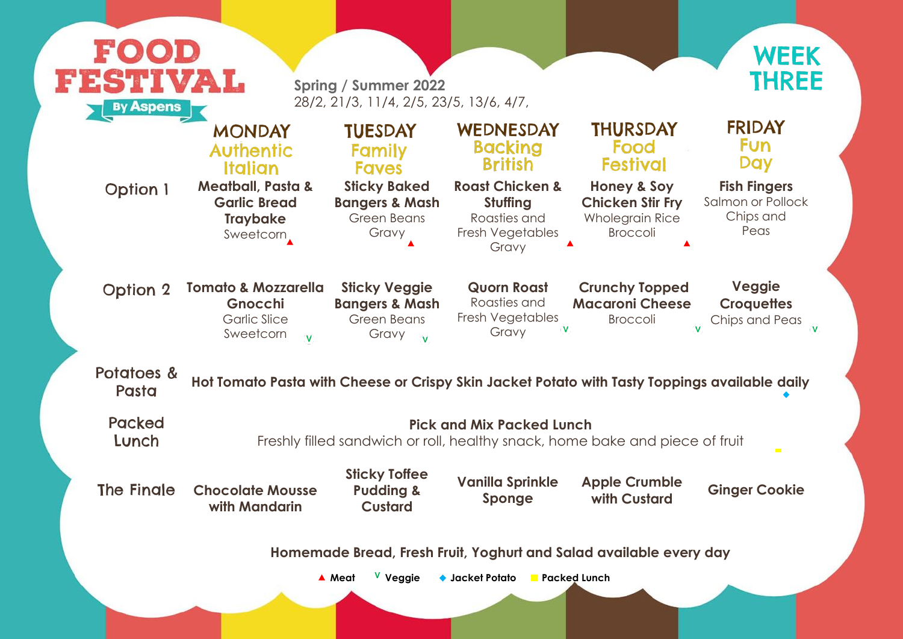# FOOD FESTIVAL

By Aspens

Spring / Summer 2022
28/2, 21/3, 11/4, 2/5, 23/5, 13/6, 4/7,

## WEEK THREE

| | MONDAY Authentic Italian | TUESDAY Family Faves | WEDNESDAY Backing British | THURSDAY Food Festival | FRIDAY Fun Day |
|---|---|---|---|---|---|
| Option 1 | **Meatball, Pasta & Garlic Bread Traybake** Sweetcorn ▲ | **Sticky Baked Bangers & Mash** Green Beans Gravy ▲ | **Roast Chicken & Stuffing** Roasties and Fresh Vegetables Gravy ▲ | **Honey & Soy Chicken Stir Fry** Wholegrain Rice Broccoli ▲ | **Fish Fingers** Salmon or Pollock Chips and Peas |
| Option 2 | **Tomato & Mozzarella Gnocchi** Garlic Slice Sweetcorn V | **Sticky Veggie Bangers & Mash** Green Beans Gravy V | **Quorn Roast** Roasties and Fresh Vegetables Gravy V | **Crunchy Topped Macaroni Cheese** Broccoli V | **Veggie Croquettes** Chips and Peas V |
| Potatoes & Pasta | **Hot Tomato Pasta with Cheese or Crispy Skin Jacket Potato with Tasty Toppings available daily** ◆ | | | | |
| Packed Lunch | **Pick and Mix Packed Lunch** Freshly filled sandwich or roll, healthy snack, home bake and piece of fruit ■ | | | | |
| The Finale | **Chocolate Mousse with Mandarin** | **Sticky Toffee Pudding & Custard** | **Vanilla Sprinkle Sponge** | **Apple Crumble with Custard** | **Ginger Cookie** |

**Homemade Bread, Fresh Fruit, Yoghurt and Salad available every day**

▲ **Meat** V **Veggie** ◆ **Jacket Potato** ■ **Packed Lunch**